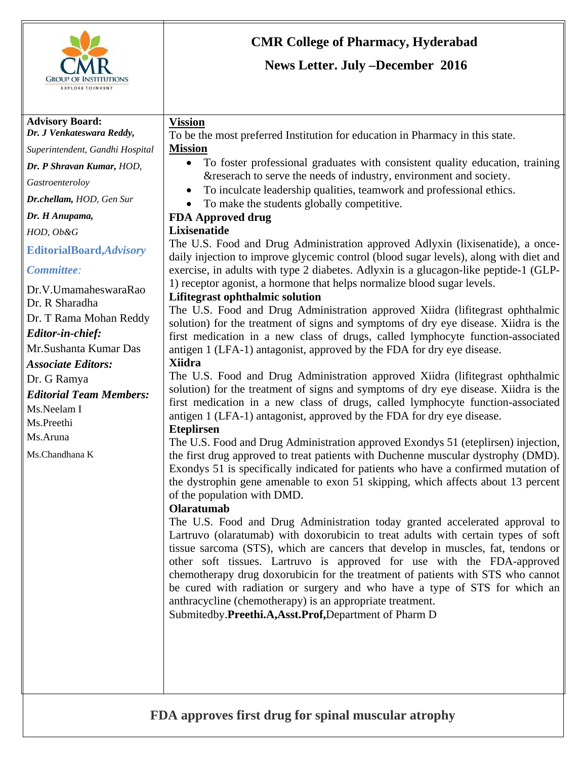# CMR College of Pharmacy, Hyderabad

## News Letter. July –December 2016

**Advisory Board:**

***Dr. J Venkateswara Reddy,***

*Superintendent, Gandhi Hospital*

***Dr. P Shravan Kumar,*** *HOD, Gastroenteroloy*

***Dr.chellam,*** *HOD, Gen Sur*

***Dr. H Anupama,*** *HOD, Ob&G*

**EditorialBoard,*Advisory Committee:***

Dr.V.UmamaheswaraRao

Dr. R Sharadha

Dr. T Rama Mohan Reddy

***Editor-in-chief:***

Mr.Sushanta Kumar Das

***Associate Editors:***

Dr. G Ramya

***Editorial Team Members:***

Ms.Neelam I

Ms.Preethi

Ms.Aruna

Ms.Chandhana K

**Vission**

To be the most preferred Institution for education in Pharmacy in this state.

**Mission**

- To foster professional graduates with consistent quality education, training &reserach to serve the needs of industry, environment and society.
- To inculcate leadership qualities, teamwork and professional ethics.
- To make the students globally competitive.

**FDA Approved drug**

**Lixisenatide**

The U.S. Food and Drug Administration approved Adlyxin (lixisenatide), a once-daily injection to improve glycemic control (blood sugar levels), along with diet and exercise, in adults with type 2 diabetes. Adlyxin is a glucagon-like peptide-1 (GLP-1) receptor agonist, a hormone that helps normalize blood sugar levels.

**Lifitegrast ophthalmic solution**

The U.S. Food and Drug Administration approved Xiidra (lifitegrast ophthalmic solution) for the treatment of signs and symptoms of dry eye disease. Xiidra is the first medication in a new class of drugs, called lymphocyte function-associated antigen 1 (LFA-1) antagonist, approved by the FDA for dry eye disease.

**Xiidra**

The U.S. Food and Drug Administration approved Xiidra (lifitegrast ophthalmic solution) for the treatment of signs and symptoms of dry eye disease. Xiidra is the first medication in a new class of drugs, called lymphocyte function-associated antigen 1 (LFA-1) antagonist, approved by the FDA for dry eye disease.

**Eteplirsen**

The U.S. Food and Drug Administration approved Exondys 51 (eteplirsen) injection, the first drug approved to treat patients with Duchenne muscular dystrophy (DMD). Exondys 51 is specifically indicated for patients who have a confirmed mutation of the dystrophin gene amenable to exon 51 skipping, which affects about 13 percent of the population with DMD.

**Olaratumab**

The U.S. Food and Drug Administration today granted accelerated approval to Lartruvo (olaratumab) with doxorubicin to treat adults with certain types of soft tissue sarcoma (STS), which are cancers that develop in muscles, fat, tendons or other soft tissues. Lartruvo is approved for use with the FDA-approved chemotherapy drug doxorubicin for the treatment of patients with STS who cannot be cured with radiation or surgery and who have a type of STS for which an anthracycline (chemotherapy) is an appropriate treatment.

Submitedby.**Preethi.A,Asst.Prof,**Department of Pharm D

## FDA approves first drug for spinal muscular atrophy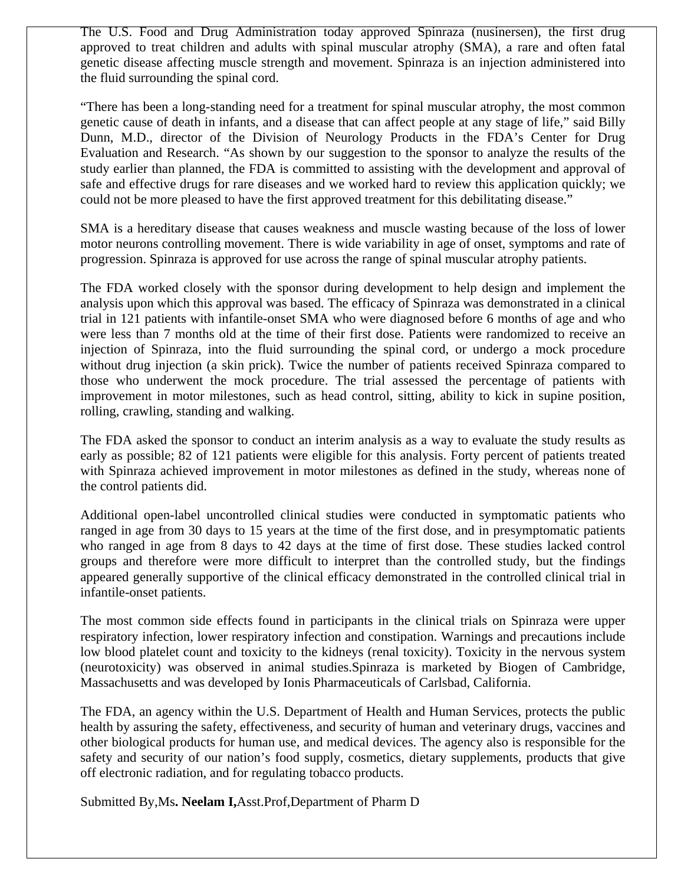The U.S. Food and Drug Administration today approved Spinraza (nusinersen), the first drug approved to treat children and adults with spinal muscular atrophy (SMA), a rare and often fatal genetic disease affecting muscle strength and movement. Spinraza is an injection administered into the fluid surrounding the spinal cord.

"There has been a long-standing need for a treatment for spinal muscular atrophy, the most common genetic cause of death in infants, and a disease that can affect people at any stage of life," said Billy Dunn, M.D., director of the Division of Neurology Products in the FDA's Center for Drug Evaluation and Research. "As shown by our suggestion to the sponsor to analyze the results of the study earlier than planned, the FDA is committed to assisting with the development and approval of safe and effective drugs for rare diseases and we worked hard to review this application quickly; we could not be more pleased to have the first approved treatment for this debilitating disease."

SMA is a hereditary disease that causes weakness and muscle wasting because of the loss of lower motor neurons controlling movement. There is wide variability in age of onset, symptoms and rate of progression. Spinraza is approved for use across the range of spinal muscular atrophy patients.

The FDA worked closely with the sponsor during development to help design and implement the analysis upon which this approval was based. The efficacy of Spinraza was demonstrated in a clinical trial in 121 patients with infantile-onset SMA who were diagnosed before 6 months of age and who were less than 7 months old at the time of their first dose. Patients were randomized to receive an injection of Spinraza, into the fluid surrounding the spinal cord, or undergo a mock procedure without drug injection (a skin prick). Twice the number of patients received Spinraza compared to those who underwent the mock procedure. The trial assessed the percentage of patients with improvement in motor milestones, such as head control, sitting, ability to kick in supine position, rolling, crawling, standing and walking.

The FDA asked the sponsor to conduct an interim analysis as a way to evaluate the study results as early as possible; 82 of 121 patients were eligible for this analysis. Forty percent of patients treated with Spinraza achieved improvement in motor milestones as defined in the study, whereas none of the control patients did.

Additional open-label uncontrolled clinical studies were conducted in symptomatic patients who ranged in age from 30 days to 15 years at the time of the first dose, and in presymptomatic patients who ranged in age from 8 days to 42 days at the time of first dose. These studies lacked control groups and therefore were more difficult to interpret than the controlled study, but the findings appeared generally supportive of the clinical efficacy demonstrated in the controlled clinical trial in infantile-onset patients.

The most common side effects found in participants in the clinical trials on Spinraza were upper respiratory infection, lower respiratory infection and constipation. Warnings and precautions include low blood platelet count and toxicity to the kidneys (renal toxicity). Toxicity in the nervous system (neurotoxicity) was observed in animal studies.Spinraza is marketed by Biogen of Cambridge, Massachusetts and was developed by Ionis Pharmaceuticals of Carlsbad, California.

The FDA, an agency within the U.S. Department of Health and Human Services, protects the public health by assuring the safety, effectiveness, and security of human and veterinary drugs, vaccines and other biological products for human use, and medical devices. The agency also is responsible for the safety and security of our nation's food supply, cosmetics, dietary supplements, products that give off electronic radiation, and for regulating tobacco products.

Submitted By,Ms**. Neelam I,**Asst.Prof,Department of Pharm D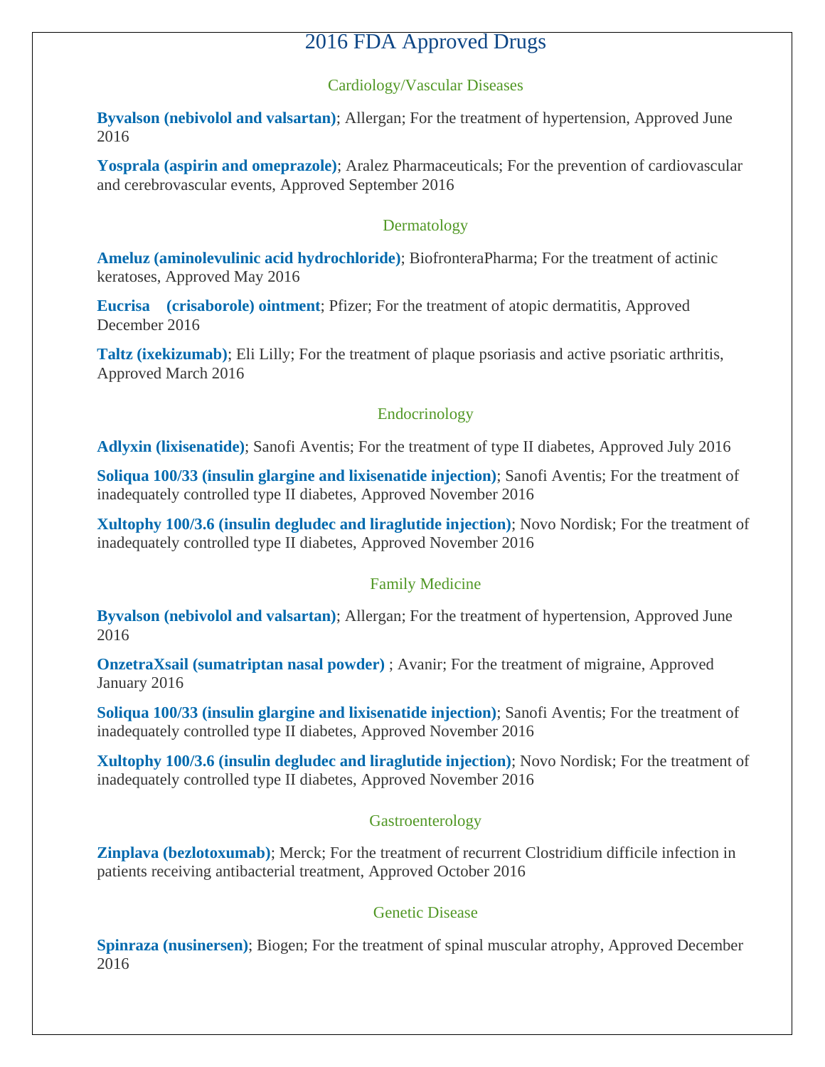# 2016 FDA Approved Drugs

## Cardiology/Vascular Diseases

**Byvalson (nebivolol and valsartan)**; Allergan; For the treatment of hypertension, Approved June 2016

**Yosprala (aspirin and omeprazole)**; Aralez Pharmaceuticals; For the prevention of cardiovascular and cerebrovascular events, Approved September 2016

## Dermatology

**Ameluz (aminolevulinic acid hydrochloride)**; BiofronteraPharma; For the treatment of actinic keratoses, Approved May 2016

**Eucrisa (crisaborole) ointment**; Pfizer; For the treatment of atopic dermatitis, Approved December 2016

**Taltz (ixekizumab)**; Eli Lilly; For the treatment of plaque psoriasis and active psoriatic arthritis, Approved March 2016

## Endocrinology

**Adlyxin (lixisenatide)**; Sanofi Aventis; For the treatment of type II diabetes, Approved July 2016

**Soliqua 100/33 (insulin glargine and lixisenatide injection)**; Sanofi Aventis; For the treatment of inadequately controlled type II diabetes, Approved November 2016

**Xultophy 100/3.6 (insulin degludec and liraglutide injection)**; Novo Nordisk; For the treatment of inadequately controlled type II diabetes, Approved November 2016

## Family Medicine

**Byvalson (nebivolol and valsartan)**; Allergan; For the treatment of hypertension, Approved June 2016

**OnzetraXsail (sumatriptan nasal powder)** ; Avanir; For the treatment of migraine, Approved January 2016

**Soliqua 100/33 (insulin glargine and lixisenatide injection)**; Sanofi Aventis; For the treatment of inadequately controlled type II diabetes, Approved November 2016

**Xultophy 100/3.6 (insulin degludec and liraglutide injection)**; Novo Nordisk; For the treatment of inadequately controlled type II diabetes, Approved November 2016

## Gastroenterology

**Zinplava (bezlotoxumab)**; Merck; For the treatment of recurrent Clostridium difficile infection in patients receiving antibacterial treatment, Approved October 2016

## Genetic Disease

**Spinraza (nusinersen)**; Biogen; For the treatment of spinal muscular atrophy, Approved December 2016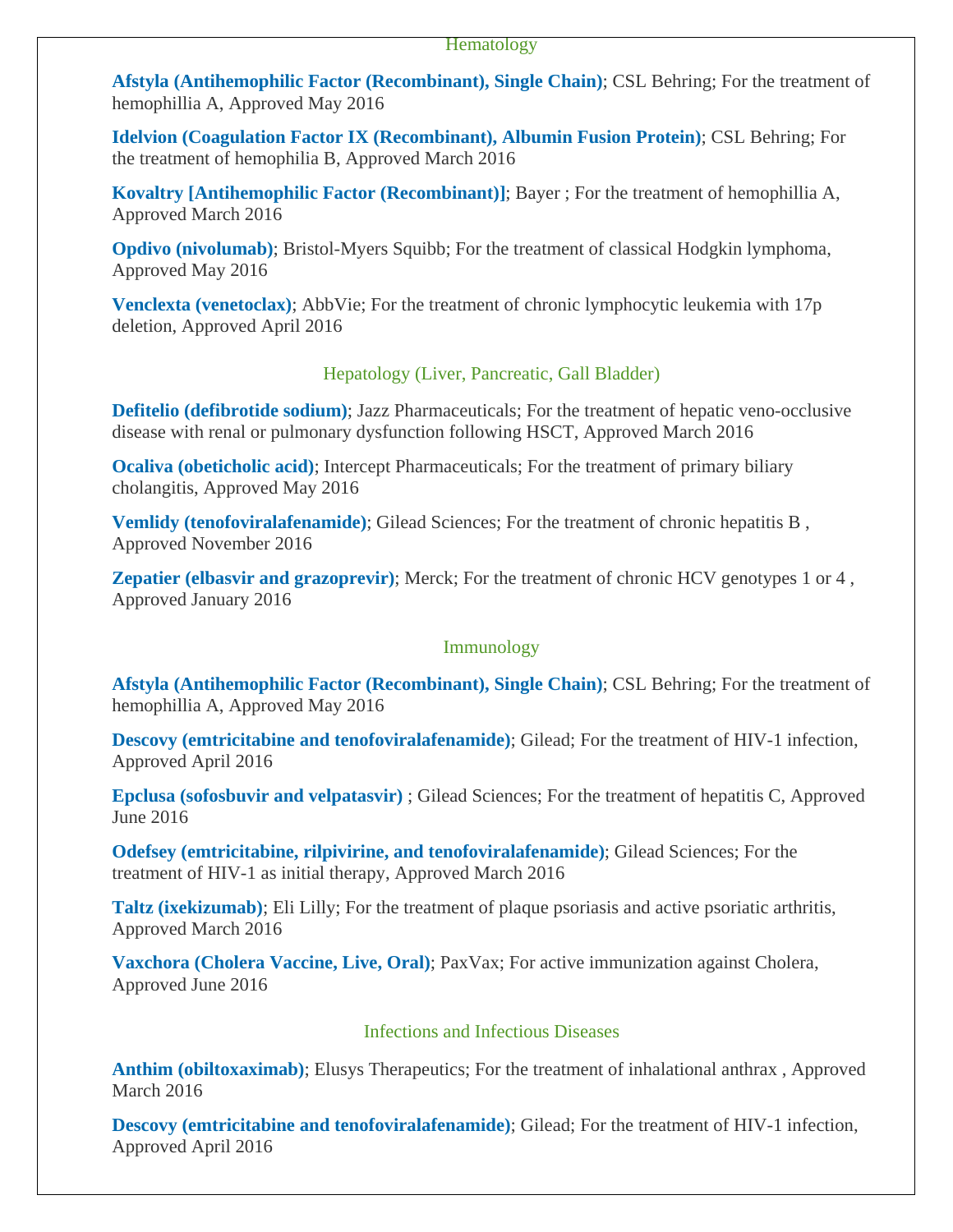## Hematology

**Afstyla (Antihemophilic Factor (Recombinant), Single Chain)**; CSL Behring; For the treatment of hemophillia A, Approved May 2016

**Idelvion (Coagulation Factor IX (Recombinant), Albumin Fusion Protein)**; CSL Behring; For the treatment of hemophilia B, Approved March 2016

**Kovaltry [Antihemophilic Factor (Recombinant)]**; Bayer ; For the treatment of hemophillia A, Approved March 2016

**Opdivo (nivolumab)**; Bristol-Myers Squibb; For the treatment of classical Hodgkin lymphoma, Approved May 2016

**Venclexta (venetoclax)**; AbbVie; For the treatment of chronic lymphocytic leukemia with 17p deletion, Approved April 2016

## Hepatology (Liver, Pancreatic, Gall Bladder)

**Defitelio (defibrotide sodium)**; Jazz Pharmaceuticals; For the treatment of hepatic veno-occlusive disease with renal or pulmonary dysfunction following HSCT, Approved March 2016

**Ocaliva (obeticholic acid)**; Intercept Pharmaceuticals; For the treatment of primary biliary cholangitis, Approved May 2016

**Vemlidy (tenofoviralafenamide)**; Gilead Sciences; For the treatment of chronic hepatitis B , Approved November 2016

**Zepatier (elbasvir and grazoprevir)**; Merck; For the treatment of chronic HCV genotypes 1 or 4 , Approved January 2016

## Immunology

**Afstyla (Antihemophilic Factor (Recombinant), Single Chain)**; CSL Behring; For the treatment of hemophillia A, Approved May 2016

**Descovy (emtricitabine and tenofoviralafenamide)**; Gilead; For the treatment of HIV-1 infection, Approved April 2016

**Epclusa (sofosbuvir and velpatasvir)** ; Gilead Sciences; For the treatment of hepatitis C, Approved June 2016

**Odefsey (emtricitabine, rilpivirine, and tenofoviralafenamide)**; Gilead Sciences; For the treatment of HIV-1 as initial therapy, Approved March 2016

**Taltz (ixekizumab)**; Eli Lilly; For the treatment of plaque psoriasis and active psoriatic arthritis, Approved March 2016

**Vaxchora (Cholera Vaccine, Live, Oral)**; PaxVax; For active immunization against Cholera, Approved June 2016

## Infections and Infectious Diseases

**Anthim (obiltoxaximab)**; Elusys Therapeutics; For the treatment of inhalational anthrax , Approved March 2016

**Descovy (emtricitabine and tenofoviralafenamide)**; Gilead; For the treatment of HIV-1 infection, Approved April 2016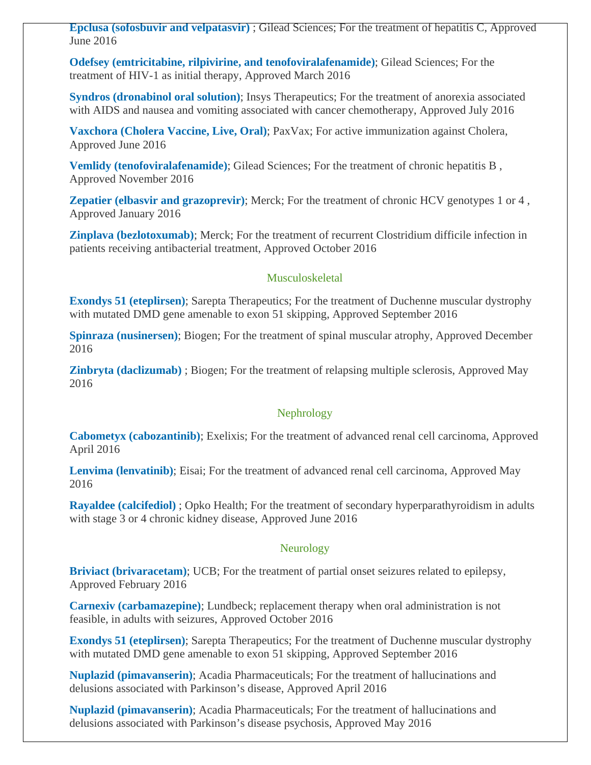**Epclusa (sofosbuvir and velpatasvir)** ; Gilead Sciences; For the treatment of hepatitis C, Approved June 2016

**Odefsey (emtricitabine, rilpivirine, and tenofoviralafenamide)**; Gilead Sciences; For the treatment of HIV-1 as initial therapy, Approved March 2016

**Syndros (dronabinol oral solution)**; Insys Therapeutics; For the treatment of anorexia associated with AIDS and nausea and vomiting associated with cancer chemotherapy, Approved July 2016

**Vaxchora (Cholera Vaccine, Live, Oral)**; PaxVax; For active immunization against Cholera, Approved June 2016

**Vemlidy (tenofoviralafenamide)**; Gilead Sciences; For the treatment of chronic hepatitis B , Approved November 2016

**Zepatier (elbasvir and grazoprevir)**; Merck; For the treatment of chronic HCV genotypes 1 or 4 , Approved January 2016

**Zinplava (bezlotoxumab)**; Merck; For the treatment of recurrent Clostridium difficile infection in patients receiving antibacterial treatment, Approved October 2016

## Musculoskeletal

**Exondys 51 (eteplirsen)**; Sarepta Therapeutics; For the treatment of Duchenne muscular dystrophy with mutated DMD gene amenable to exon 51 skipping, Approved September 2016

**Spinraza (nusinersen)**; Biogen; For the treatment of spinal muscular atrophy, Approved December 2016

**Zinbryta (daclizumab)** ; Biogen; For the treatment of relapsing multiple sclerosis, Approved May 2016

## Nephrology

**Cabometyx (cabozantinib)**; Exelixis; For the treatment of advanced renal cell carcinoma, Approved April 2016

**Lenvima (lenvatinib)**; Eisai; For the treatment of advanced renal cell carcinoma, Approved May 2016

**Rayaldee (calcifediol)** ; Opko Health; For the treatment of secondary hyperparathyroidism in adults with stage 3 or 4 chronic kidney disease, Approved June 2016

## Neurology

**Briviact (brivaracetam)**; UCB; For the treatment of partial onset seizures related to epilepsy, Approved February 2016

**Carnexiv (carbamazepine)**; Lundbeck; replacement therapy when oral administration is not feasible, in adults with seizures, Approved October 2016

**Exondys 51 (eteplirsen)**; Sarepta Therapeutics; For the treatment of Duchenne muscular dystrophy with mutated DMD gene amenable to exon 51 skipping, Approved September 2016

**Nuplazid (pimavanserin)**; Acadia Pharmaceuticals; For the treatment of hallucinations and delusions associated with Parkinson's disease, Approved April 2016

**Nuplazid (pimavanserin)**; Acadia Pharmaceuticals; For the treatment of hallucinations and delusions associated with Parkinson's disease psychosis, Approved May 2016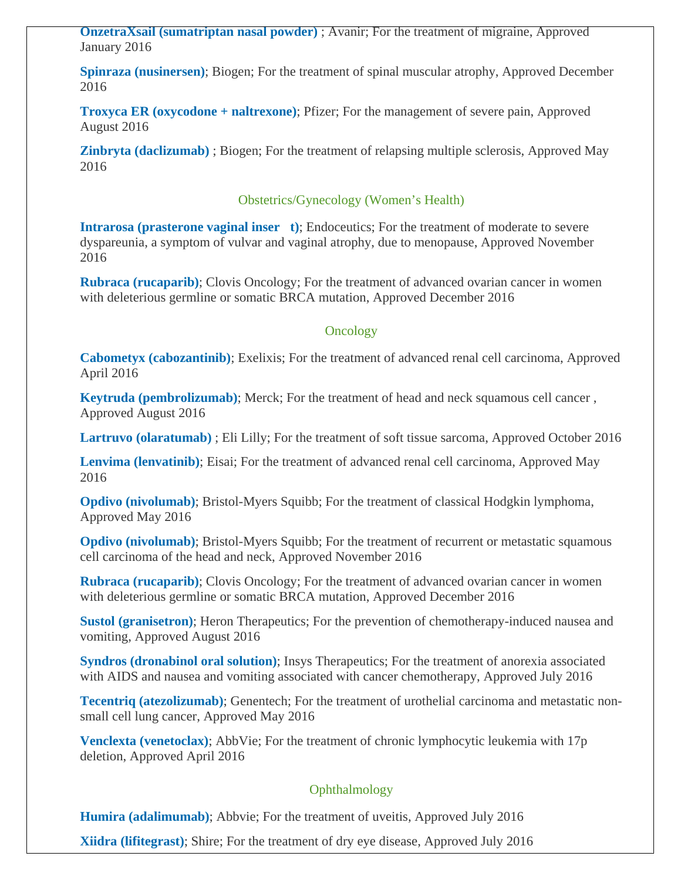**OnzetraXsail (sumatriptan nasal powder)** ; Avanir; For the treatment of migraine, Approved January 2016

**Spinraza (nusinersen)**; Biogen; For the treatment of spinal muscular atrophy, Approved December 2016

**Troxyca ER (oxycodone + naltrexone)**; Pfizer; For the management of severe pain, Approved August 2016

**Zinbryta (daclizumab)** ; Biogen; For the treatment of relapsing multiple sclerosis, Approved May 2016

## Obstetrics/Gynecology (Women's Health)

**Intrarosa (prasterone vaginal inser t)**; Endoceutics; For the treatment of moderate to severe dyspareunia, a symptom of vulvar and vaginal atrophy, due to menopause, Approved November 2016

**Rubraca (rucaparib)**; Clovis Oncology; For the treatment of advanced ovarian cancer in women with deleterious germline or somatic BRCA mutation, Approved December 2016

## Oncology

**Cabometyx (cabozantinib)**; Exelixis; For the treatment of advanced renal cell carcinoma, Approved April 2016

**Keytruda (pembrolizumab)**; Merck; For the treatment of head and neck squamous cell cancer , Approved August 2016

**Lartruvo (olaratumab)** ; Eli Lilly; For the treatment of soft tissue sarcoma, Approved October 2016

**Lenvima (lenvatinib)**; Eisai; For the treatment of advanced renal cell carcinoma, Approved May 2016

**Opdivo (nivolumab)**; Bristol-Myers Squibb; For the treatment of classical Hodgkin lymphoma, Approved May 2016

**Opdivo (nivolumab)**; Bristol-Myers Squibb; For the treatment of recurrent or metastatic squamous cell carcinoma of the head and neck, Approved November 2016

**Rubraca (rucaparib)**; Clovis Oncology; For the treatment of advanced ovarian cancer in women with deleterious germline or somatic BRCA mutation, Approved December 2016

**Sustol (granisetron)**; Heron Therapeutics; For the prevention of chemotherapy-induced nausea and vomiting, Approved August 2016

**Syndros (dronabinol oral solution)**; Insys Therapeutics; For the treatment of anorexia associated with AIDS and nausea and vomiting associated with cancer chemotherapy, Approved July 2016

**Tecentriq (atezolizumab)**; Genentech; For the treatment of urothelial carcinoma and metastatic non-small cell lung cancer, Approved May 2016

**Venclexta (venetoclax)**; AbbVie; For the treatment of chronic lymphocytic leukemia with 17p deletion, Approved April 2016

## Ophthalmology

**Humira (adalimumab)**; Abbvie; For the treatment of uveitis, Approved July 2016

**Xiidra (lifitegrast)**; Shire; For the treatment of dry eye disease, Approved July 2016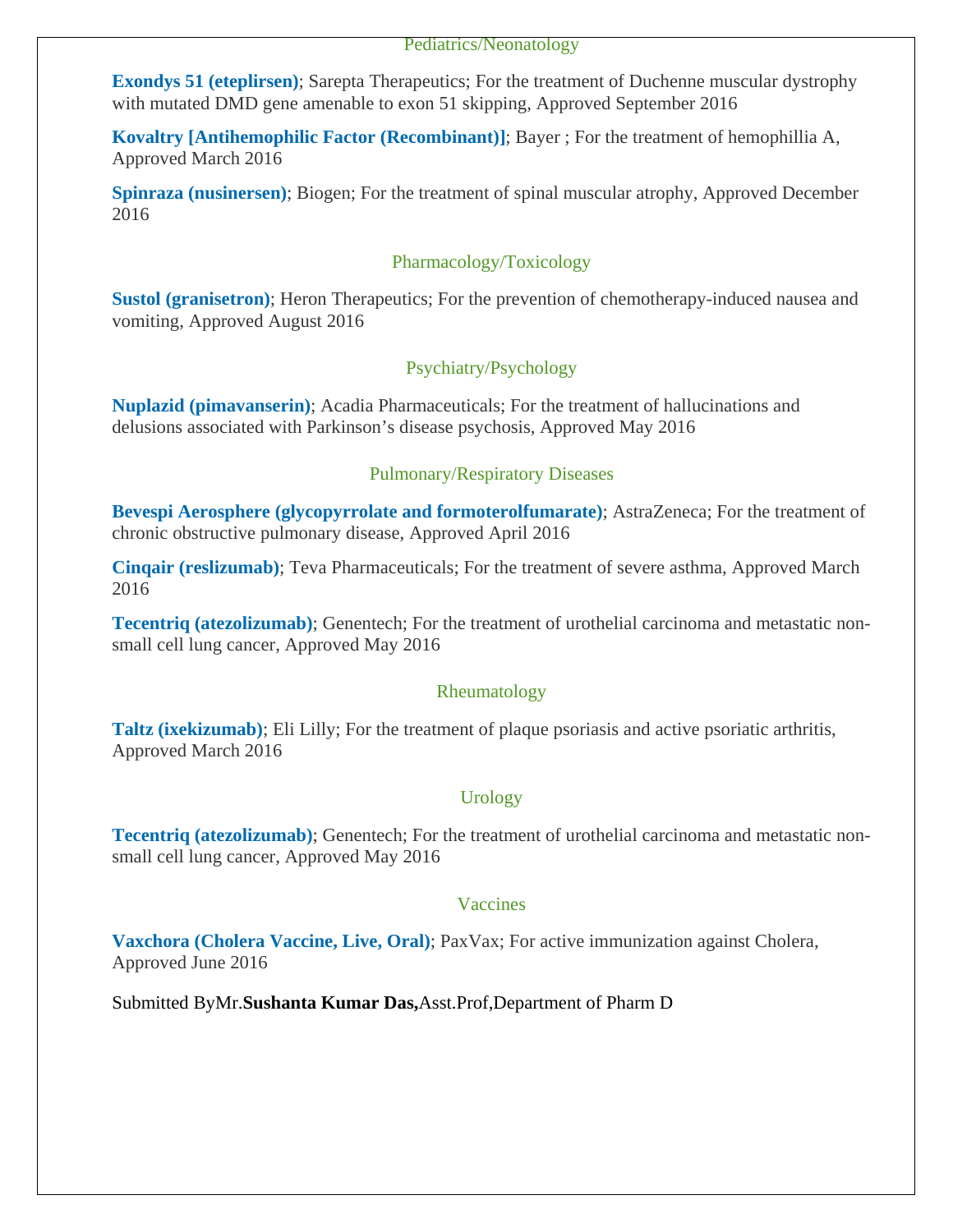## Pediatrics/Neonatology

**Exondys 51 (eteplirsen)**; Sarepta Therapeutics; For the treatment of Duchenne muscular dystrophy with mutated DMD gene amenable to exon 51 skipping, Approved September 2016

**Kovaltry [Antihemophilic Factor (Recombinant)]**; Bayer ; For the treatment of hemophillia A, Approved March 2016

**Spinraza (nusinersen)**; Biogen; For the treatment of spinal muscular atrophy, Approved December 2016

## Pharmacology/Toxicology

**Sustol (granisetron)**; Heron Therapeutics; For the prevention of chemotherapy-induced nausea and vomiting, Approved August 2016

## Psychiatry/Psychology

**Nuplazid (pimavanserin)**; Acadia Pharmaceuticals; For the treatment of hallucinations and delusions associated with Parkinson's disease psychosis, Approved May 2016

## Pulmonary/Respiratory Diseases

**Bevespi Aerosphere (glycopyrrolate and formoterolfumarate)**; AstraZeneca; For the treatment of chronic obstructive pulmonary disease, Approved April 2016

**Cinqair (reslizumab)**; Teva Pharmaceuticals; For the treatment of severe asthma, Approved March 2016

**Tecentriq (atezolizumab)**; Genentech; For the treatment of urothelial carcinoma and metastatic non-small cell lung cancer, Approved May 2016

## Rheumatology

**Taltz (ixekizumab)**; Eli Lilly; For the treatment of plaque psoriasis and active psoriatic arthritis, Approved March 2016

## Urology

**Tecentriq (atezolizumab)**; Genentech; For the treatment of urothelial carcinoma and metastatic non-small cell lung cancer, Approved May 2016

## Vaccines

**Vaxchora (Cholera Vaccine, Live, Oral)**; PaxVax; For active immunization against Cholera, Approved June 2016

Submitted ByMr.**Sushanta Kumar Das,**Asst.Prof,Department of Pharm D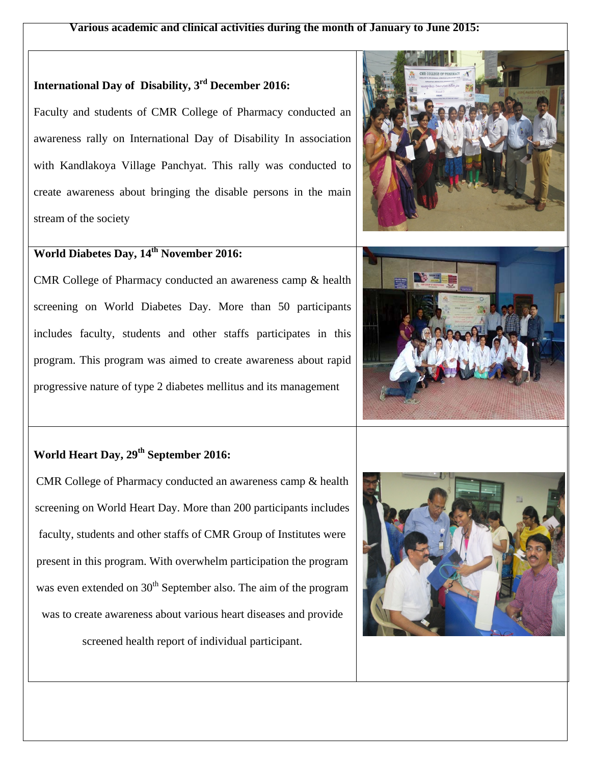**Various academic and clinical activities during the month of January to June 2015:**

**International Day of Disability, 3rd December 2016:**

Faculty and students of CMR College of Pharmacy conducted an awareness rally on International Day of Disability In association with Kandlakoya Village Panchyat. This rally was conducted to create awareness about bringing the disable persons in the main stream of the society

**World Diabetes Day, 14th November 2016:**

CMR College of Pharmacy conducted an awareness camp & health screening on World Diabetes Day. More than 50 participants includes faculty, students and other staffs participates in this program. This program was aimed to create awareness about rapid progressive nature of type 2 diabetes mellitus and its management

**World Heart Day, 29th September 2016:**

CMR College of Pharmacy conducted an awareness camp & health screening on World Heart Day. More than 200 participants includes faculty, students and other staffs of CMR Group of Institutes were present in this program. With overwhelm participation the program was even extended on 30th September also. The aim of the program was to create awareness about various heart diseases and provide screened health report of individual participant.